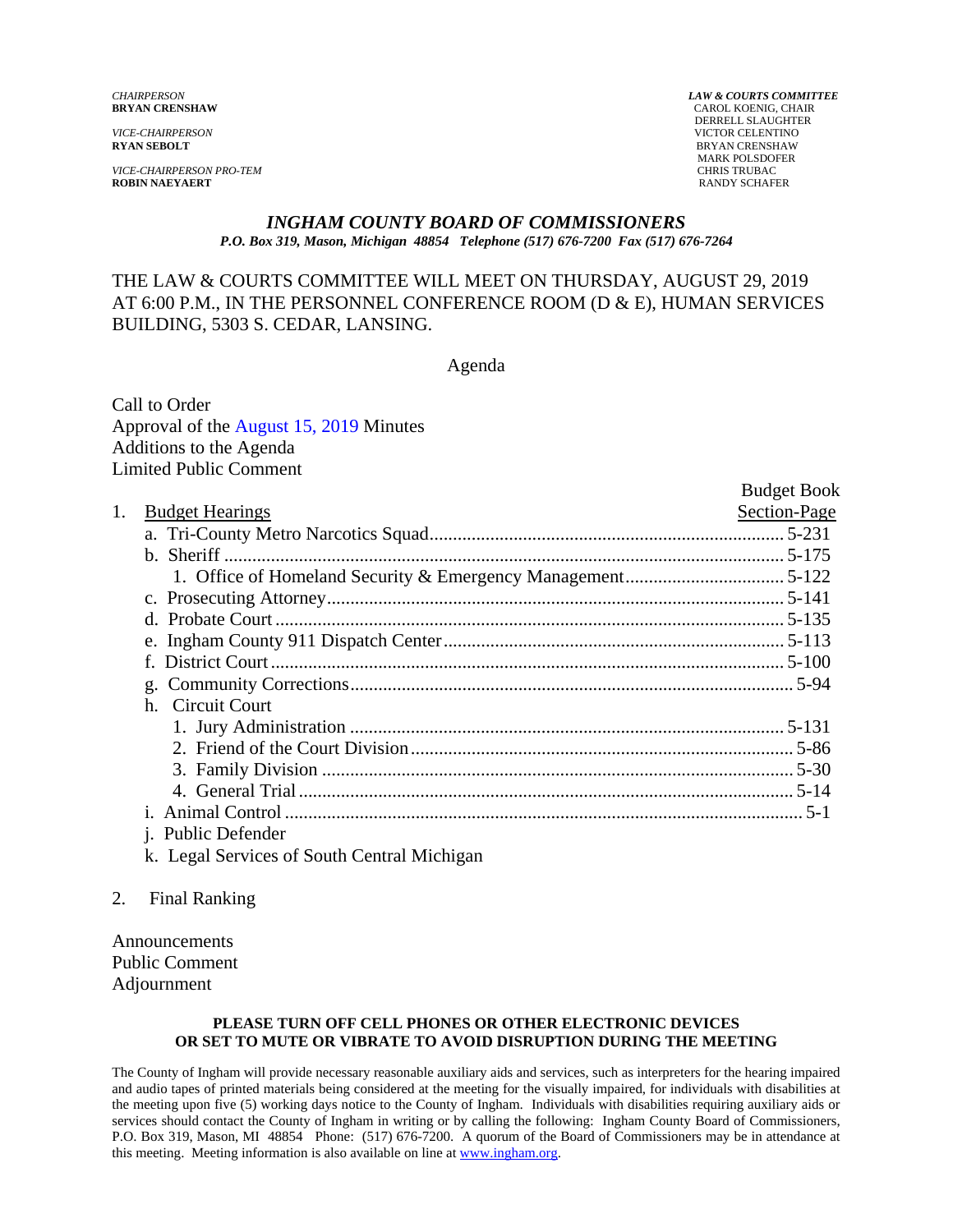*CHAIRPERSON*
**BRYAN CRENSHAW**

*VICE-CHAIRPERSON*
**RYAN SEBOLT**

*VICE-CHAIRPERSON PRO-TEM*
**ROBIN NAEYAERT**

***LAW & COURTS COMMITTEE***
CAROL KOENIG, CHAIR
DERRELL SLAUGHTER
VICTOR CELENTINO
BRYAN CRENSHAW
MARK POLSDOFER
CHRIS TRUBAC
RANDY SCHAFER

## *INGHAM COUNTY BOARD OF COMMISSIONERS*

*P.O. Box 319, Mason, Michigan 48854 Telephone (517) 676-7200 Fax (517) 676-7264*

THE LAW & COURTS COMMITTEE WILL MEET ON THURSDAY, AUGUST 29, 2019 AT 6:00 P.M., IN THE PERSONNEL CONFERENCE ROOM (D & E), HUMAN SERVICES BUILDING, 5303 S. CEDAR, LANSING.

Agenda

Call to Order
Approval of the August 15, 2019 Minutes
Additions to the Agenda
Limited Public Comment

| | Budget Book Section-Page |
|---|---|
| 1. Budget Hearings | |
| a. Tri-County Metro Narcotics Squad | 5-231 |
| b. Sheriff | 5-175 |
| 1. Office of Homeland Security & Emergency Management | 5-122 |
| c. Prosecuting Attorney | 5-141 |
| d. Probate Court | 5-135 |
| e. Ingham County 911 Dispatch Center | 5-113 |
| f. District Court | 5-100 |
| g. Community Corrections | 5-94 |
| h. Circuit Court | |
| 1. Jury Administration | 5-131 |
| 2. Friend of the Court Division | 5-86 |
| 3. Family Division | 5-30 |
| 4. General Trial | 5-14 |
| i. Animal Control | 5-1 |
| j. Public Defender | |
| k. Legal Services of South Central Michigan | |

2. Final Ranking

Announcements
Public Comment
Adjournment

**PLEASE TURN OFF CELL PHONES OR OTHER ELECTRONIC DEVICES OR SET TO MUTE OR VIBRATE TO AVOID DISRUPTION DURING THE MEETING**

The County of Ingham will provide necessary reasonable auxiliary aids and services, such as interpreters for the hearing impaired and audio tapes of printed materials being considered at the meeting for the visually impaired, for individuals with disabilities at the meeting upon five (5) working days notice to the County of Ingham. Individuals with disabilities requiring auxiliary aids or services should contact the County of Ingham in writing or by calling the following: Ingham County Board of Commissioners, P.O. Box 319, Mason, MI 48854 Phone: (517) 676-7200. A quorum of the Board of Commissioners may be in attendance at this meeting. Meeting information is also available on line at www.ingham.org.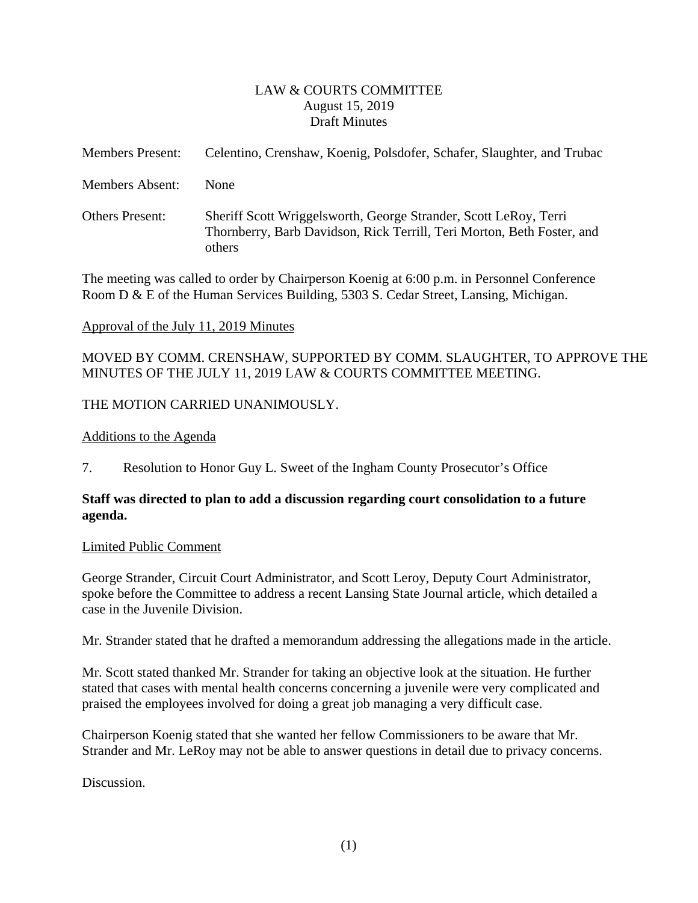LAW & COURTS COMMITTEE
August 15, 2019
Draft Minutes

Members Present: Celentino, Crenshaw, Koenig, Polsdofer, Schafer, Slaughter, and Trubac

Members Absent: None

Others Present: Sheriff Scott Wriggelsworth, George Strander, Scott LeRoy, Terri Thornberry, Barb Davidson, Rick Terrill, Teri Morton, Beth Foster, and others

The meeting was called to order by Chairperson Koenig at 6:00 p.m. in Personnel Conference Room D & E of the Human Services Building, 5303 S. Cedar Street, Lansing, Michigan.

Approval of the July 11, 2019 Minutes

MOVED BY COMM. CRENSHAW, SUPPORTED BY COMM. SLAUGHTER, TO APPROVE THE MINUTES OF THE JULY 11, 2019 LAW & COURTS COMMITTEE MEETING.

THE MOTION CARRIED UNANIMOUSLY.

Additions to the Agenda

7. Resolution to Honor Guy L. Sweet of the Ingham County Prosecutor's Office

**Staff was directed to plan to add a discussion regarding court consolidation to a future agenda.**

Limited Public Comment

George Strander, Circuit Court Administrator, and Scott Leroy, Deputy Court Administrator, spoke before the Committee to address a recent Lansing State Journal article, which detailed a case in the Juvenile Division.

Mr. Strander stated that he drafted a memorandum addressing the allegations made in the article.

Mr. Scott stated thanked Mr. Strander for taking an objective look at the situation. He further stated that cases with mental health concerns concerning a juvenile were very complicated and praised the employees involved for doing a great job managing a very difficult case.

Chairperson Koenig stated that she wanted her fellow Commissioners to be aware that Mr. Strander and Mr. LeRoy may not be able to answer questions in detail due to privacy concerns.

Discussion.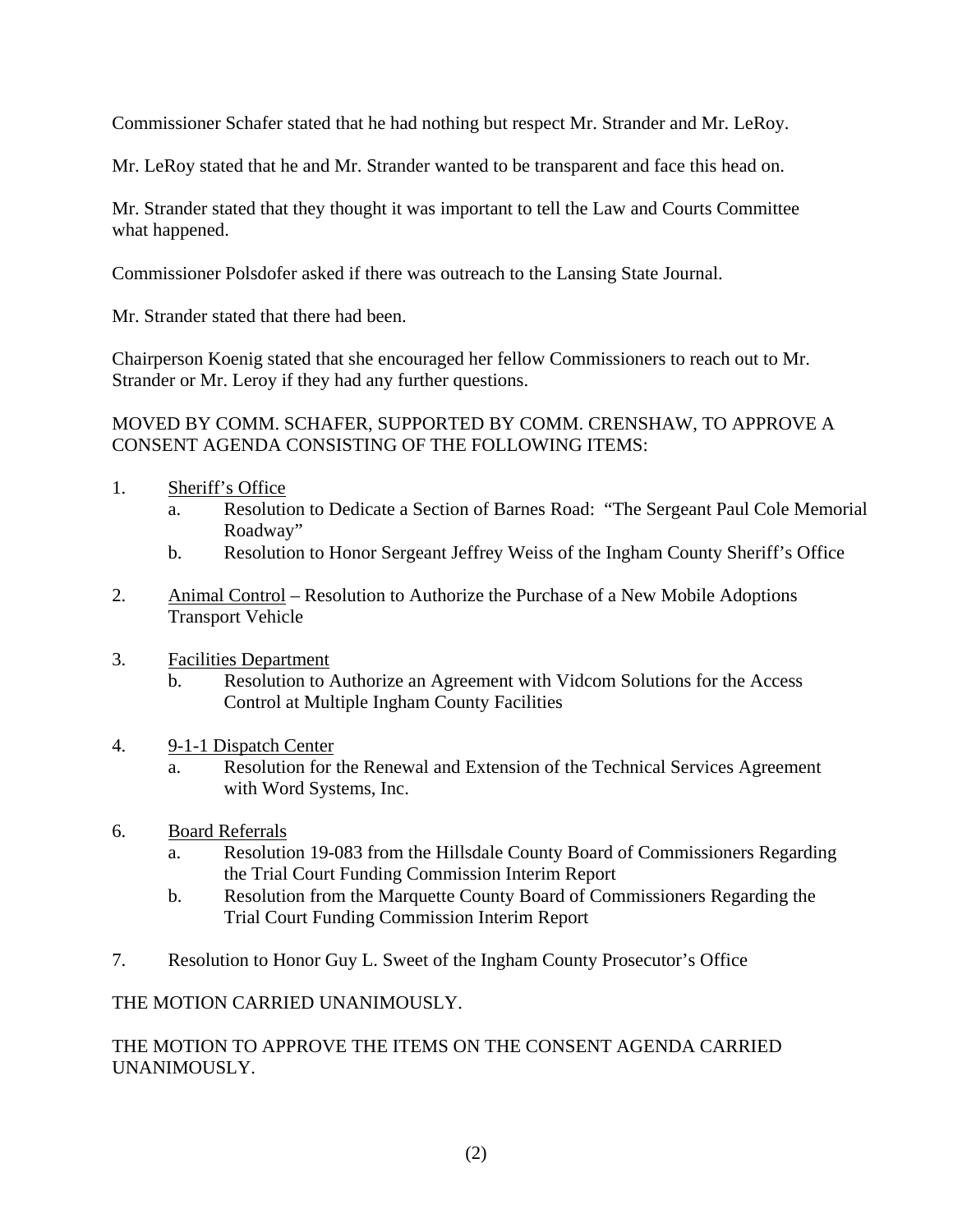Commissioner Schafer stated that he had nothing but respect Mr. Strander and Mr. LeRoy.

Mr. LeRoy stated that he and Mr. Strander wanted to be transparent and face this head on.

Mr. Strander stated that they thought it was important to tell the Law and Courts Committee what happened.

Commissioner Polsdofer asked if there was outreach to the Lansing State Journal.

Mr. Strander stated that there had been.

Chairperson Koenig stated that she encouraged her fellow Commissioners to reach out to Mr. Strander or Mr. Leroy if they had any further questions.

MOVED BY COMM. SCHAFER, SUPPORTED BY COMM. CRENSHAW, TO APPROVE A CONSENT AGENDA CONSISTING OF THE FOLLOWING ITEMS:

1. Sheriff's Office
   a. Resolution to Dedicate a Section of Barnes Road: "The Sergeant Paul Cole Memorial Roadway"
   b. Resolution to Honor Sergeant Jeffrey Weiss of the Ingham County Sheriff's Office

2. Animal Control – Resolution to Authorize the Purchase of a New Mobile Adoptions Transport Vehicle

3. Facilities Department
   b. Resolution to Authorize an Agreement with Vidcom Solutions for the Access Control at Multiple Ingham County Facilities

4. 9-1-1 Dispatch Center
   a. Resolution for the Renewal and Extension of the Technical Services Agreement with Word Systems, Inc.

6. Board Referrals
   a. Resolution 19-083 from the Hillsdale County Board of Commissioners Regarding the Trial Court Funding Commission Interim Report
   b. Resolution from the Marquette County Board of Commissioners Regarding the Trial Court Funding Commission Interim Report

7. Resolution to Honor Guy L. Sweet of the Ingham County Prosecutor's Office

THE MOTION CARRIED UNANIMOUSLY.

THE MOTION TO APPROVE THE ITEMS ON THE CONSENT AGENDA CARRIED UNANIMOUSLY.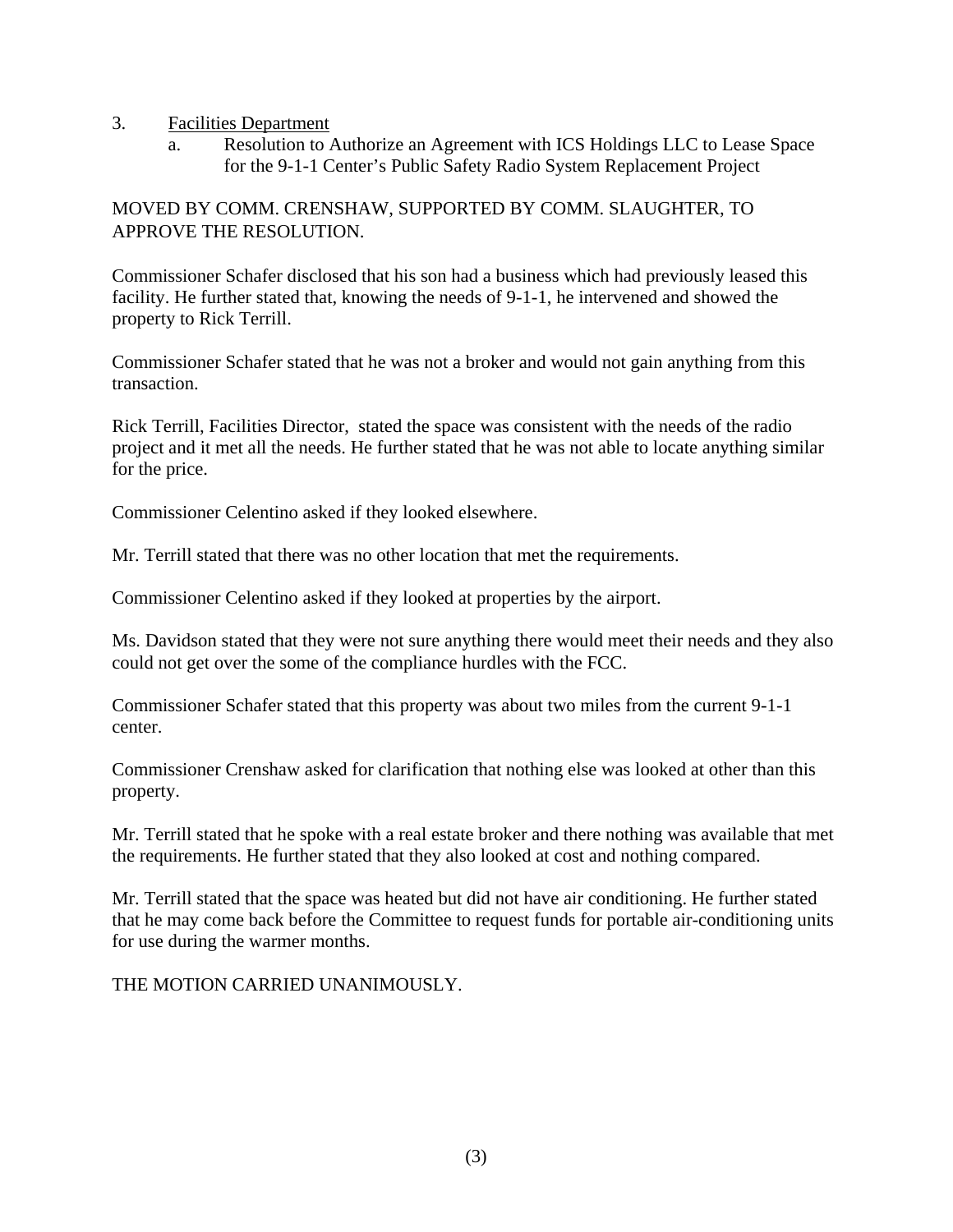3. <u>Facilities Department</u>
   a. Resolution to Authorize an Agreement with ICS Holdings LLC to Lease Space for the 9-1-1 Center's Public Safety Radio System Replacement Project

MOVED BY COMM. CRENSHAW, SUPPORTED BY COMM. SLAUGHTER, TO APPROVE THE RESOLUTION.

Commissioner Schafer disclosed that his son had a business which had previously leased this facility. He further stated that, knowing the needs of 9-1-1, he intervened and showed the property to Rick Terrill.

Commissioner Schafer stated that he was not a broker and would not gain anything from this transaction.

Rick Terrill, Facilities Director, stated the space was consistent with the needs of the radio project and it met all the needs. He further stated that he was not able to locate anything similar for the price.

Commissioner Celentino asked if they looked elsewhere.

Mr. Terrill stated that there was no other location that met the requirements.

Commissioner Celentino asked if they looked at properties by the airport.

Ms. Davidson stated that they were not sure anything there would meet their needs and they also could not get over the some of the compliance hurdles with the FCC.

Commissioner Schafer stated that this property was about two miles from the current 9-1-1 center.

Commissioner Crenshaw asked for clarification that nothing else was looked at other than this property.

Mr. Terrill stated that he spoke with a real estate broker and there nothing was available that met the requirements. He further stated that they also looked at cost and nothing compared.

Mr. Terrill stated that the space was heated but did not have air conditioning. He further stated that he may come back before the Committee to request funds for portable air-conditioning units for use during the warmer months.

THE MOTION CARRIED UNANIMOUSLY.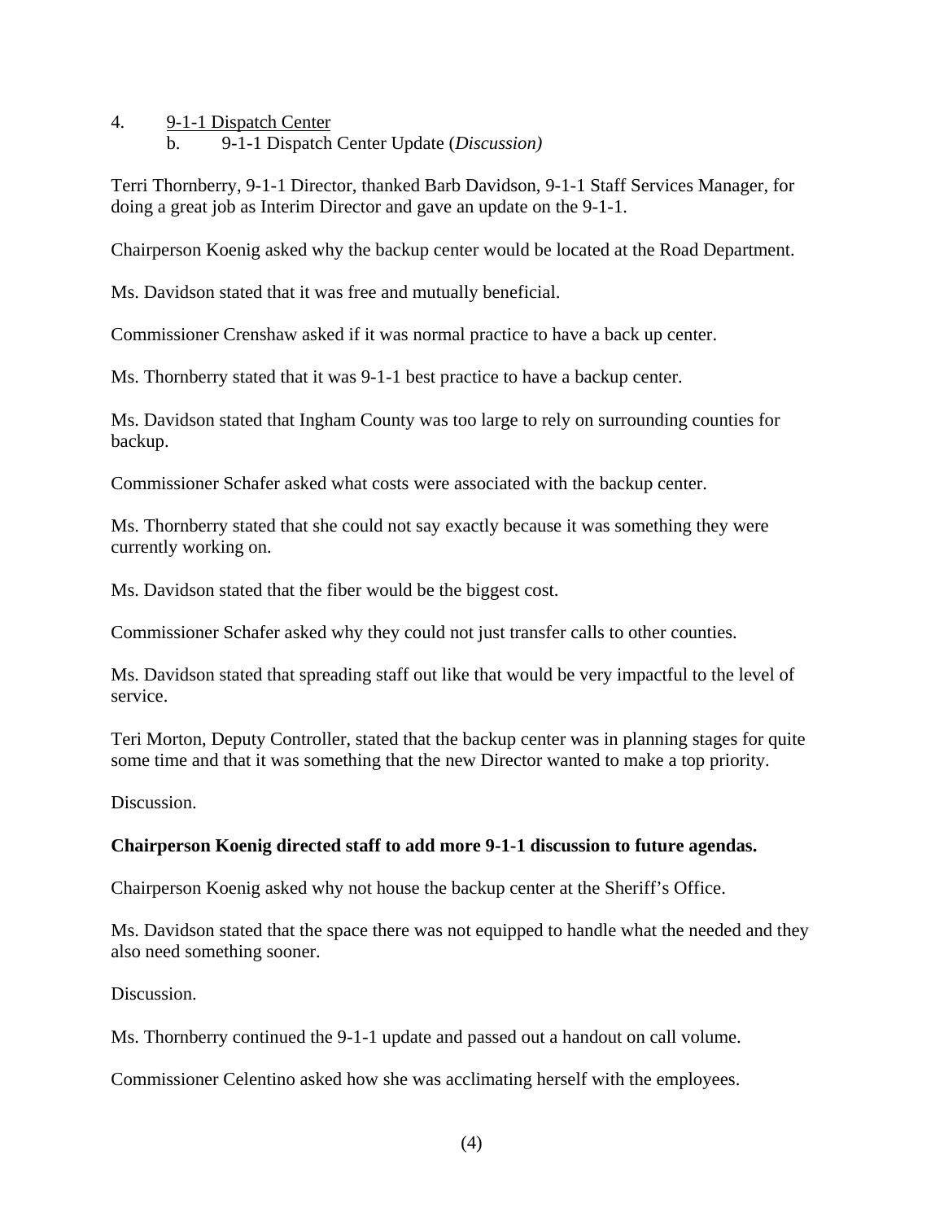4. <u>9-1-1 Dispatch Center</u>
   b. 9-1-1 Dispatch Center Update (*Discussion)*

Terri Thornberry, 9-1-1 Director, thanked Barb Davidson, 9-1-1 Staff Services Manager, for doing a great job as Interim Director and gave an update on the 9-1-1.

Chairperson Koenig asked why the backup center would be located at the Road Department.

Ms. Davidson stated that it was free and mutually beneficial.

Commissioner Crenshaw asked if it was normal practice to have a back up center.

Ms. Thornberry stated that it was 9-1-1 best practice to have a backup center.

Ms. Davidson stated that Ingham County was too large to rely on surrounding counties for backup.

Commissioner Schafer asked what costs were associated with the backup center.

Ms. Thornberry stated that she could not say exactly because it was something they were currently working on.

Ms. Davidson stated that the fiber would be the biggest cost.

Commissioner Schafer asked why they could not just transfer calls to other counties.

Ms. Davidson stated that spreading staff out like that would be very impactful to the level of service.

Teri Morton, Deputy Controller, stated that the backup center was in planning stages for quite some time and that it was something that the new Director wanted to make a top priority.

Discussion.

**Chairperson Koenig directed staff to add more 9-1-1 discussion to future agendas.**

Chairperson Koenig asked why not house the backup center at the Sheriff's Office.

Ms. Davidson stated that the space there was not equipped to handle what the needed and they also need something sooner.

Discussion.

Ms. Thornberry continued the 9-1-1 update and passed out a handout on call volume.

Commissioner Celentino asked how she was acclimating herself with the employees.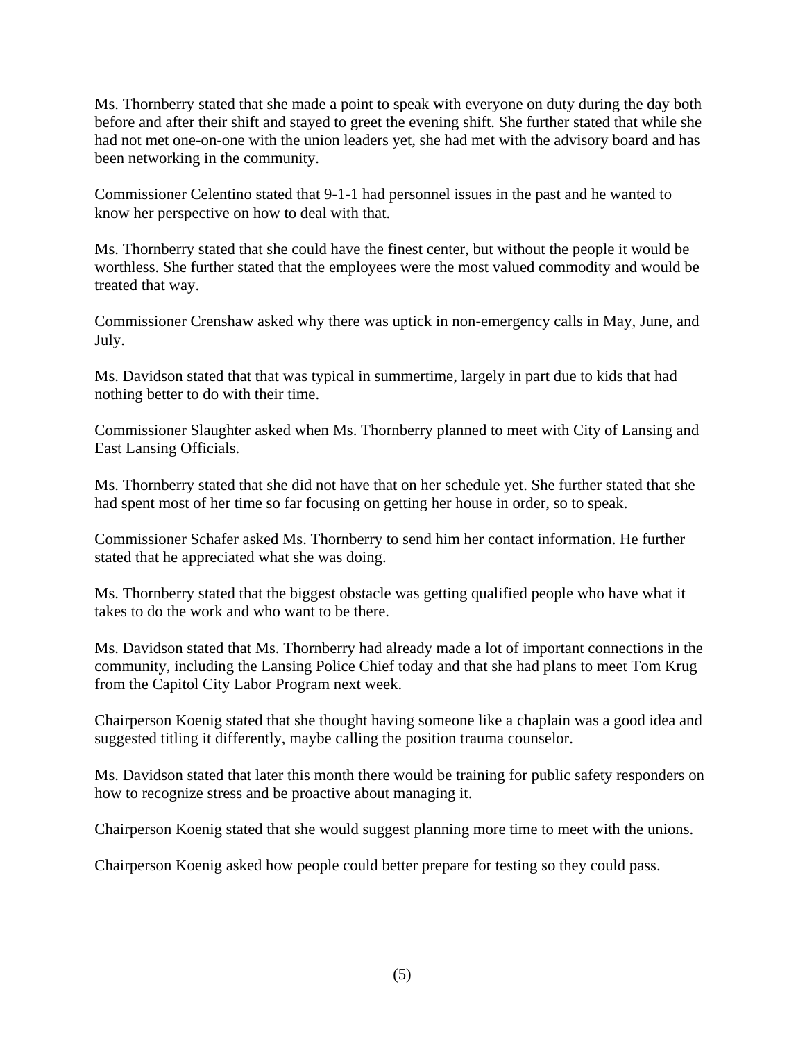Ms. Thornberry stated that she made a point to speak with everyone on duty during the day both before and after their shift and stayed to greet the evening shift. She further stated that while she had not met one-on-one with the union leaders yet, she had met with the advisory board and has been networking in the community.

Commissioner Celentino stated that 9-1-1 had personnel issues in the past and he wanted to know her perspective on how to deal with that.

Ms. Thornberry stated that she could have the finest center, but without the people it would be worthless. She further stated that the employees were the most valued commodity and would be treated that way.

Commissioner Crenshaw asked why there was uptick in non-emergency calls in May, June, and July.

Ms. Davidson stated that that was typical in summertime, largely in part due to kids that had nothing better to do with their time.

Commissioner Slaughter asked when Ms. Thornberry planned to meet with City of Lansing and East Lansing Officials.

Ms. Thornberry stated that she did not have that on her schedule yet. She further stated that she had spent most of her time so far focusing on getting her house in order, so to speak.

Commissioner Schafer asked Ms. Thornberry to send him her contact information. He further stated that he appreciated what she was doing.

Ms. Thornberry stated that the biggest obstacle was getting qualified people who have what it takes to do the work and who want to be there.

Ms. Davidson stated that Ms. Thornberry had already made a lot of important connections in the community, including the Lansing Police Chief today and that she had plans to meet Tom Krug from the Capitol City Labor Program next week.

Chairperson Koenig stated that she thought having someone like a chaplain was a good idea and suggested titling it differently, maybe calling the position trauma counselor.

Ms. Davidson stated that later this month there would be training for public safety responders on how to recognize stress and be proactive about managing it.

Chairperson Koenig stated that she would suggest planning more time to meet with the unions.

Chairperson Koenig asked how people could better prepare for testing so they could pass.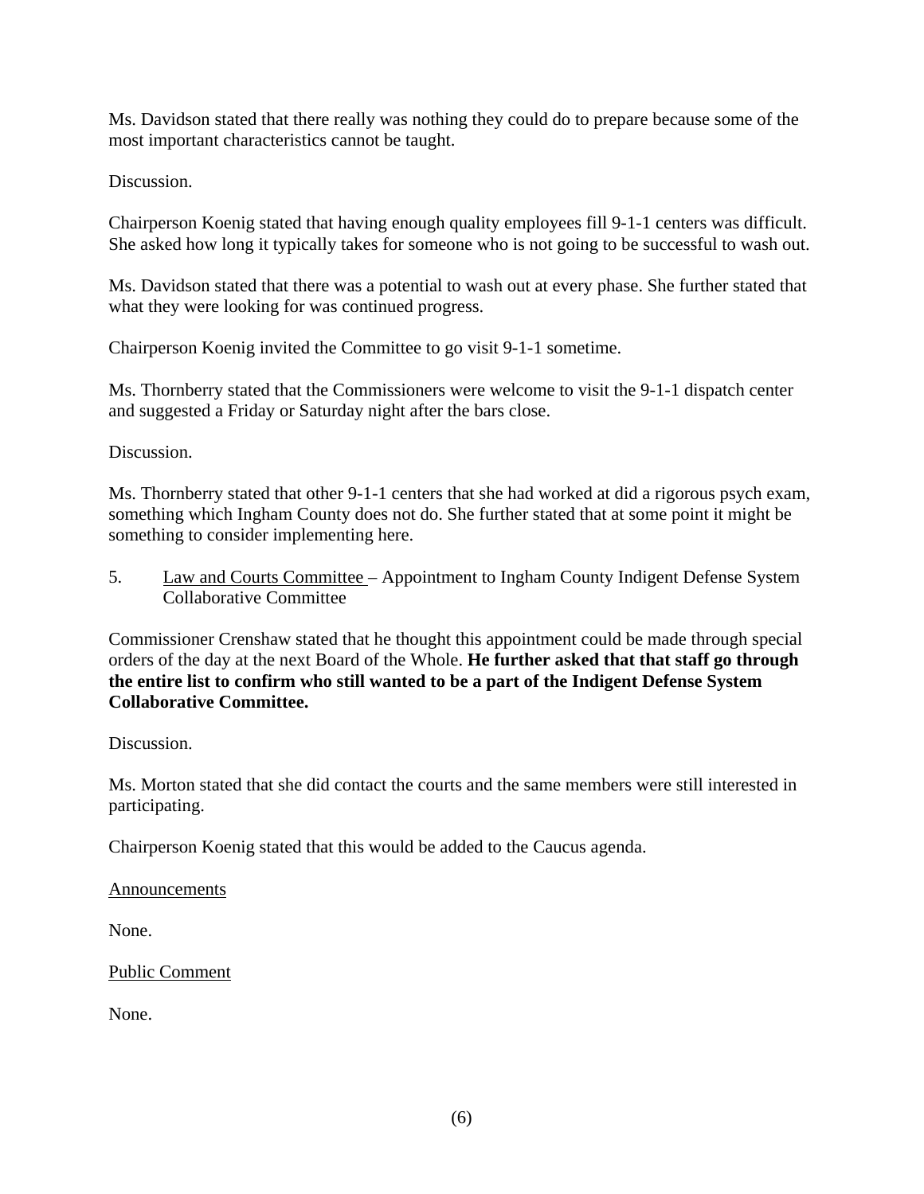Ms. Davidson stated that there really was nothing they could do to prepare because some of the most important characteristics cannot be taught.

Discussion.

Chairperson Koenig stated that having enough quality employees fill 9-1-1 centers was difficult. She asked how long it typically takes for someone who is not going to be successful to wash out.

Ms. Davidson stated that there was a potential to wash out at every phase. She further stated that what they were looking for was continued progress.

Chairperson Koenig invited the Committee to go visit 9-1-1 sometime.

Ms. Thornberry stated that the Commissioners were welcome to visit the 9-1-1 dispatch center and suggested a Friday or Saturday night after the bars close.

Discussion.

Ms. Thornberry stated that other 9-1-1 centers that she had worked at did a rigorous psych exam, something which Ingham County does not do. She further stated that at some point it might be something to consider implementing here.

5. Law and Courts Committee – Appointment to Ingham County Indigent Defense System Collaborative Committee

Commissioner Crenshaw stated that he thought this appointment could be made through special orders of the day at the next Board of the Whole. **He further asked that that staff go through the entire list to confirm who still wanted to be a part of the Indigent Defense System Collaborative Committee.**

Discussion.

Ms. Morton stated that she did contact the courts and the same members were still interested in participating.

Chairperson Koenig stated that this would be added to the Caucus agenda.

Announcements

None.

Public Comment

None.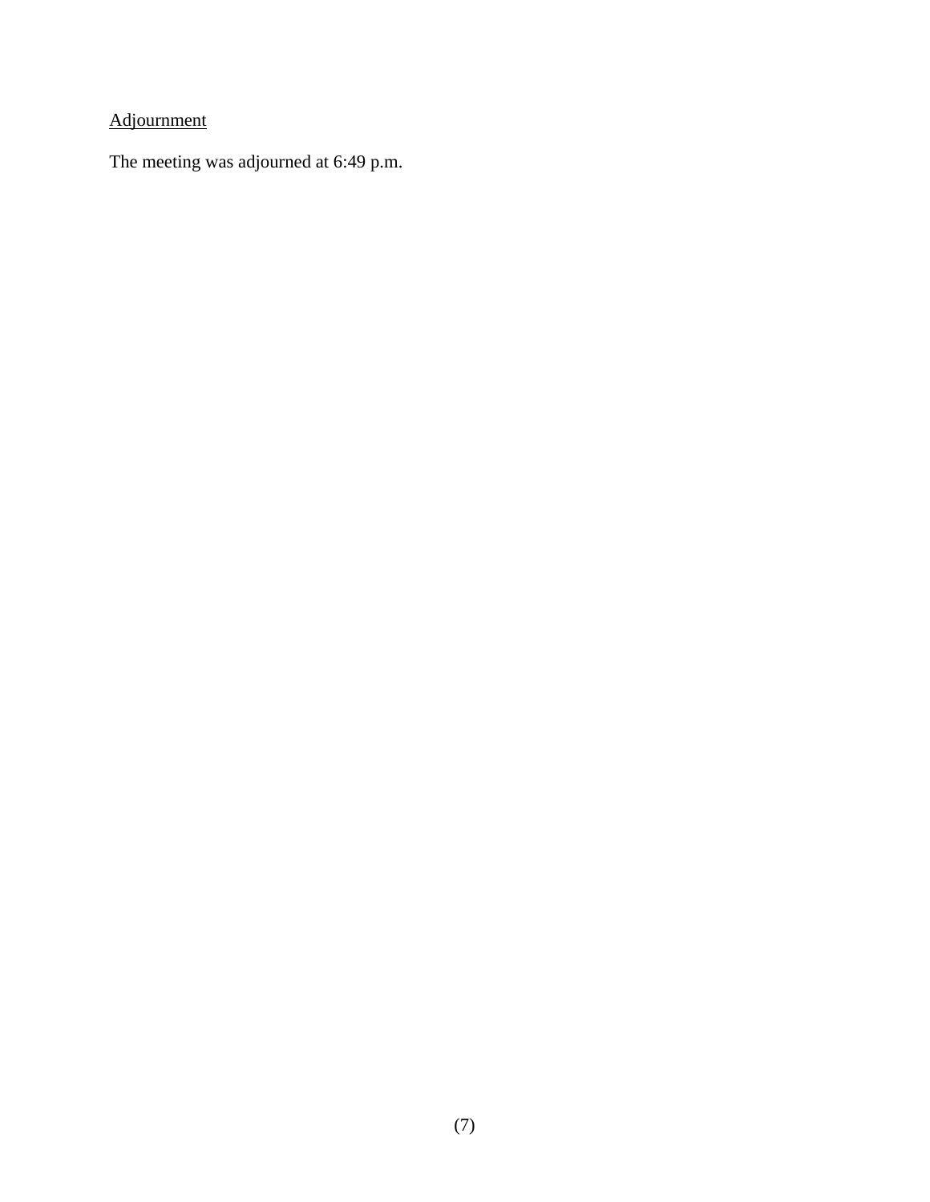## Adjournment

The meeting was adjourned at 6:49 p.m.